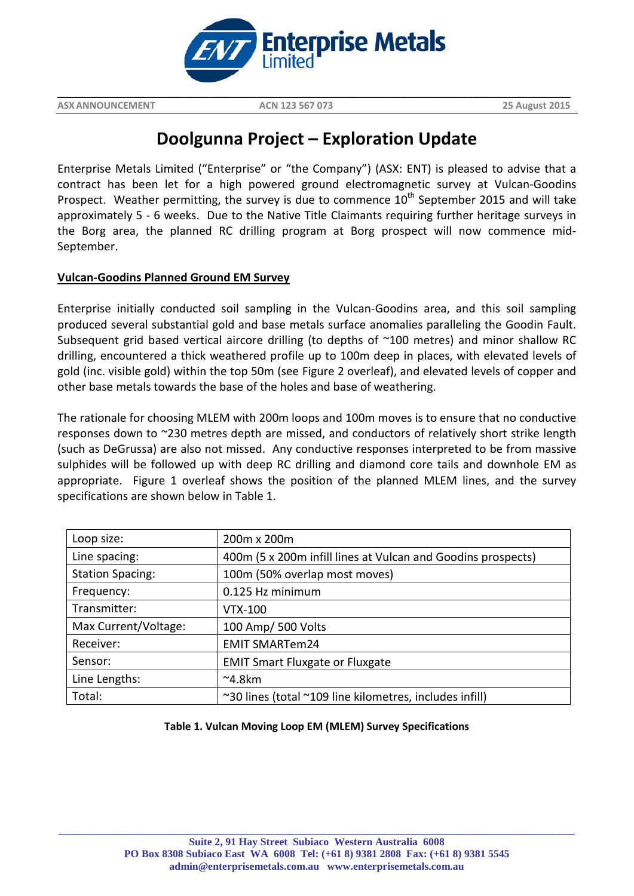ASX ANNOUNCEMENT ACN 123 567 073 25 August 2015

# Doolgunna Project – Exploration Update

Enterprise Metals Limited ("Enterprise" or "the Company") (ASX: ENT) is pleased to advise that a contract has been let for a high powered ground electromagnetic survey at Vulcan-Goodins Prospect. Weather permitting, the survey is due to commence 10th September 2015 and will take approximately 5 - 6 weeks. Due to the Native Title Claimants requiring further heritage surveys in the Borg area, the planned RC drilling program at Borg prospect will now commence mid-September.

## Vulcan-Goodins Planned Ground EM Survey

Enterprise initially conducted soil sampling in the Vulcan-Goodins area, and this soil sampling produced several substantial gold and base metals surface anomalies paralleling the Goodin Fault. Subsequent grid based vertical aircore drilling (to depths of ~100 metres) and minor shallow RC drilling, encountered a thick weathered profile up to 100m deep in places, with elevated levels of gold (inc. visible gold) within the top 50m (see Figure 2 overleaf), and elevated levels of copper and other base metals towards the base of the holes and base of weathering.

The rationale for choosing MLEM with 200m loops and 100m moves is to ensure that no conductive responses down to ~230 metres depth are missed, and conductors of relatively short strike length (such as DeGrussa) are also not missed. Any conductive responses interpreted to be from massive sulphides will be followed up with deep RC drilling and diamond core tails and downhole EM as appropriate. Figure 1 overleaf shows the position of the planned MLEM lines, and the survey specifications are shown below in Table 1.

| Loop size: | 200m x 200m |
|---|---|
| Line spacing: | 400m (5 x 200m infill lines at Vulcan and Goodins prospects) |
| Station Spacing: | 100m (50% overlap most moves) |
| Frequency: | 0.125 Hz minimum |
| Transmitter: | VTX-100 |
| Max Current/Voltage: | 100 Amp/ 500 Volts |
| Receiver: | EMIT SMARTem24 |
| Sensor: | EMIT Smart Fluxgate or Fluxgate |
| Line Lengths: | ~4.8km |
| Total: | ~30 lines (total ~109 line kilometres, includes infill) |

**Table 1. Vulcan Moving Loop EM (MLEM) Survey Specifications**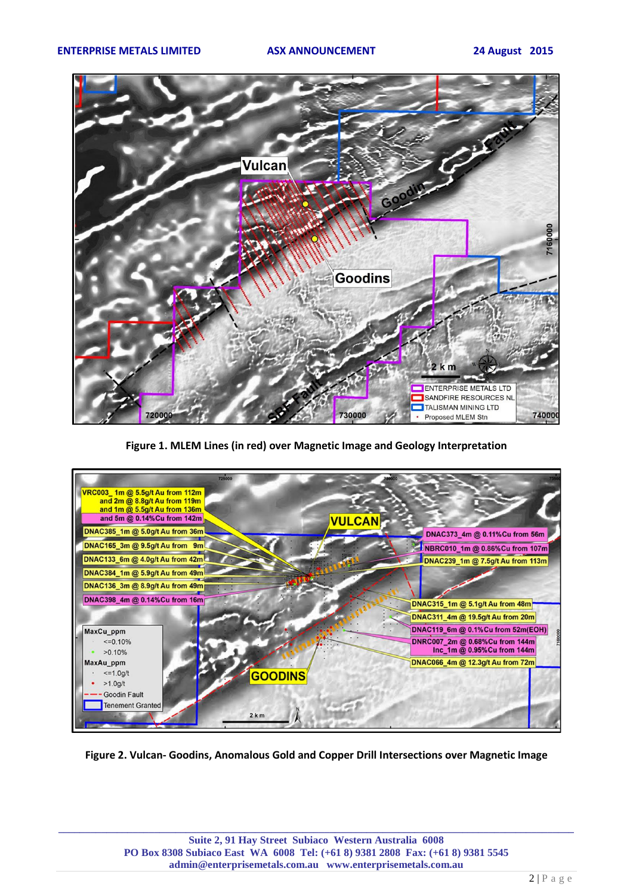**Figure 1. MLEM Lines (in red) over Magnetic Image and Geology Interpretation**

**Figure 2. Vulcan- Goodins, Anomalous Gold and Copper Drill Intersections over Magnetic Image**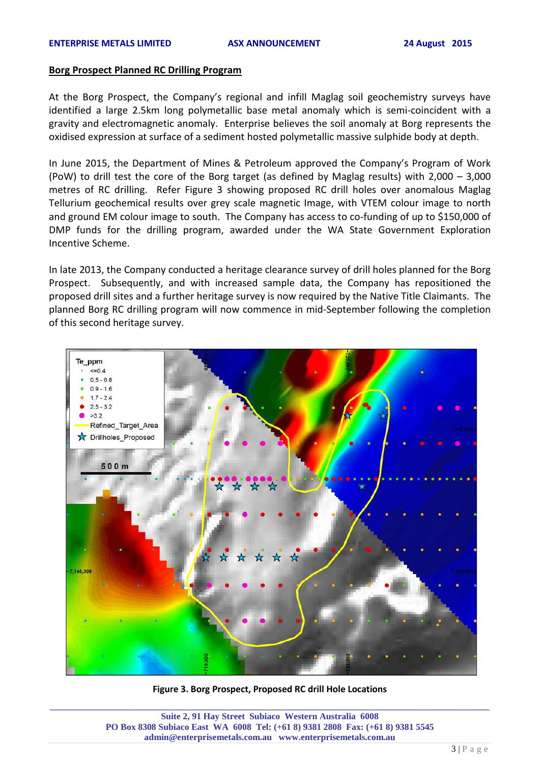## Borg Prospect Planned RC Drilling Program

At the Borg Prospect, the Company's regional and infill Maglag soil geochemistry surveys have identified a large 2.5km long polymetallic base metal anomaly which is semi-coincident with a gravity and electromagnetic anomaly. Enterprise believes the soil anomaly at Borg represents the oxidised expression at surface of a sediment hosted polymetallic massive sulphide body at depth.

In June 2015, the Department of Mines & Petroleum approved the Company's Program of Work (PoW) to drill test the core of the Borg target (as defined by Maglag results) with 2,000 – 3,000 metres of RC drilling. Refer Figure 3 showing proposed RC drill holes over anomalous Maglag Tellurium geochemical results over grey scale magnetic Image, with VTEM colour image to north and ground EM colour image to south. The Company has access to co-funding of up to $150,000 of DMP funds for the drilling program, awarded under the WA State Government Exploration Incentive Scheme.

In late 2013, the Company conducted a heritage clearance survey of drill holes planned for the Borg Prospect. Subsequently, and with increased sample data, the Company has repositioned the proposed drill sites and a further heritage survey is now required by the Native Title Claimants. The planned Borg RC drilling program will now commence in mid-September following the completion of this second heritage survey.

**Figure 3. Borg Prospect, Proposed RC drill Hole Locations**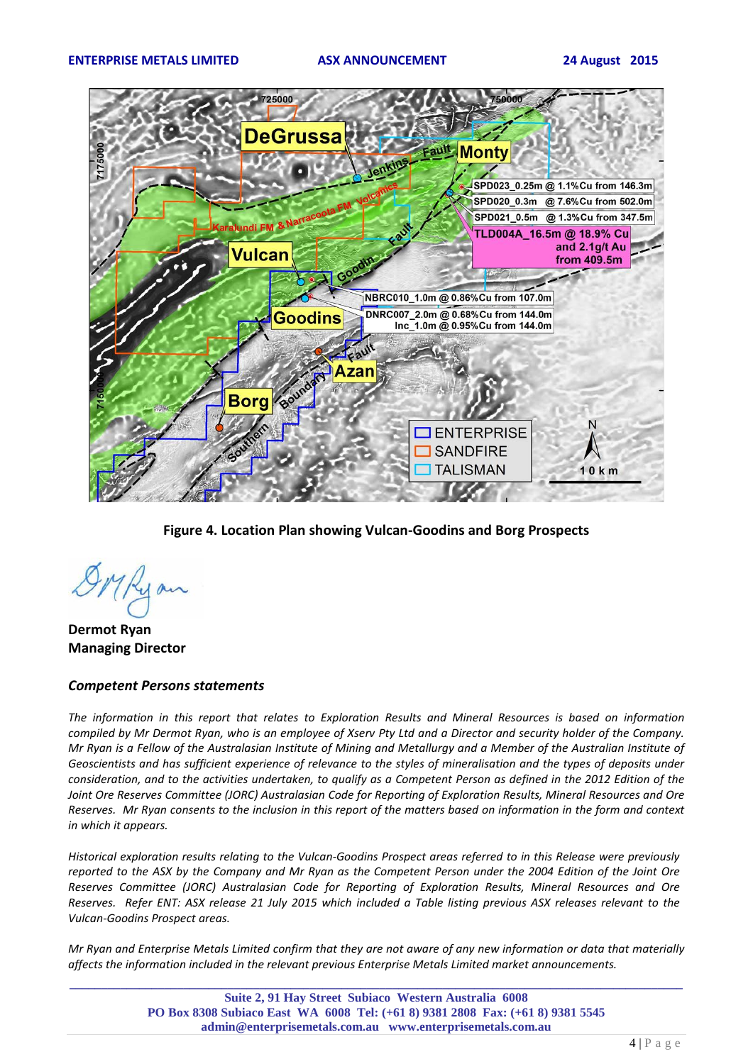725000

750000

7175000

7150000

DeGrussa

Monty

Fault

Jenkins

Karalundi FM & Narracoota FM Volcanics

Fault

SPD023_0.25m @ 1.1%Cu from 146.3m

SPD020_0.3m @ 7.6%Cu from 502.0m

SPD021_0.5m @ 1.3%Cu from 347.5m

TLD004A_16.5m @ 18.9% Cu and 2.1g/t Au from 409.5m

Vulcan

Goodin

NBRC010_1.0m @ 0.86%Cu from 107.0m

Goodins

DNRC007_2.0m @ 0.68%Cu from 144.0m Inc_1.0m @ 0.95%Cu from 144.0m

Fault

Azan

Borg

Boundary

Southern

ENTERPRISE

SANDFIRE

TALISMAN

N

10 km

**Figure 4. Location Plan showing Vulcan-Goodins and Borg Prospects**

**Dermot Ryan**
**Managing Director**

### *Competent Persons statements*

*The information in this report that relates to Exploration Results and Mineral Resources is based on information compiled by Mr Dermot Ryan, who is an employee of Xserv Pty Ltd and a Director and security holder of the Company. Mr Ryan is a Fellow of the Australasian Institute of Mining and Metallurgy and a Member of the Australian Institute of Geoscientists and has sufficient experience of relevance to the styles of mineralisation and the types of deposits under consideration, and to the activities undertaken, to qualify as a Competent Person as defined in the 2012 Edition of the Joint Ore Reserves Committee (JORC) Australasian Code for Reporting of Exploration Results, Mineral Resources and Ore Reserves. Mr Ryan consents to the inclusion in this report of the matters based on information in the form and context in which it appears.*

*Historical exploration results relating to the Vulcan-Goodins Prospect areas referred to in this Release were previously reported to the ASX by the Company and Mr Ryan as the Competent Person under the 2004 Edition of the Joint Ore Reserves Committee (JORC) Australasian Code for Reporting of Exploration Results, Mineral Resources and Ore Reserves. Refer ENT: ASX release 21 July 2015 which included a Table listing previous ASX releases relevant to the Vulcan-Goodins Prospect areas.*

*Mr Ryan and Enterprise Metals Limited confirm that they are not aware of any new information or data that materially affects the information included in the relevant previous Enterprise Metals Limited market announcements.*